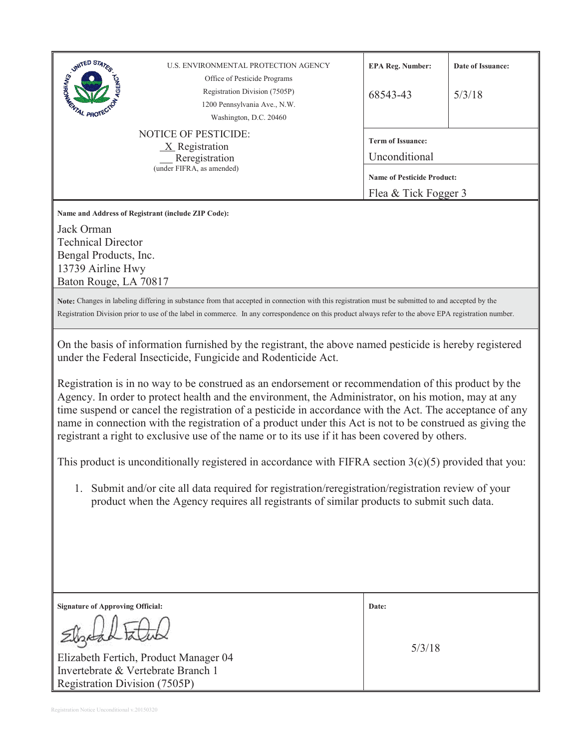U.S. ENVIRONMENTAL PROTECTION AGENCY
Office of Pesticide Programs
Registration Division (7505P)
1200 Pennsylvania Ave., N.W.
Washington, D.C. 20460

| **EPA Reg. Number:** | **Date of Issuance:** |
|---|---|
| 68543-43 | 5/3/18 |

**Term of Issuance:**
Unconditional

**Name of Pesticide Product:**
Flea & Tick Fogger 3

NOTICE OF PESTICIDE:
_X_ Registration
__ Reregistration
(under FIFRA, as amended)

**Name and Address of Registrant (include ZIP Code):**

Jack Orman
Technical Director
Bengal Products, Inc.
13739 Airline Hwy
Baton Rouge, LA 70817

**Note:** Changes in labeling differing in substance from that accepted in connection with this registration must be submitted to and accepted by the Registration Division prior to use of the label in commerce. In any correspondence on this product always refer to the above EPA registration number.

On the basis of information furnished by the registrant, the above named pesticide is hereby registered under the Federal Insecticide, Fungicide and Rodenticide Act.

Registration is in no way to be construed as an endorsement or recommendation of this product by the Agency. In order to protect health and the environment, the Administrator, on his motion, may at any time suspend or cancel the registration of a pesticide in accordance with the Act. The acceptance of any name in connection with the registration of a product under this Act is not to be construed as giving the registrant a right to exclusive use of the name or to its use if it has been covered by others.

This product is unconditionally registered in accordance with FIFRA section 3(c)(5) provided that you:

1. Submit and/or cite all data required for registration/reregistration/registration review of your product when the Agency requires all registrants of similar products to submit such data.

**Signature of Approving Official:**

Elizabeth Fertich, Product Manager 04
Invertebrate & Vertebrate Branch 1
Registration Division (7505P)

**Date:**

5/3/18

Registration Notice Unconditional v.20150320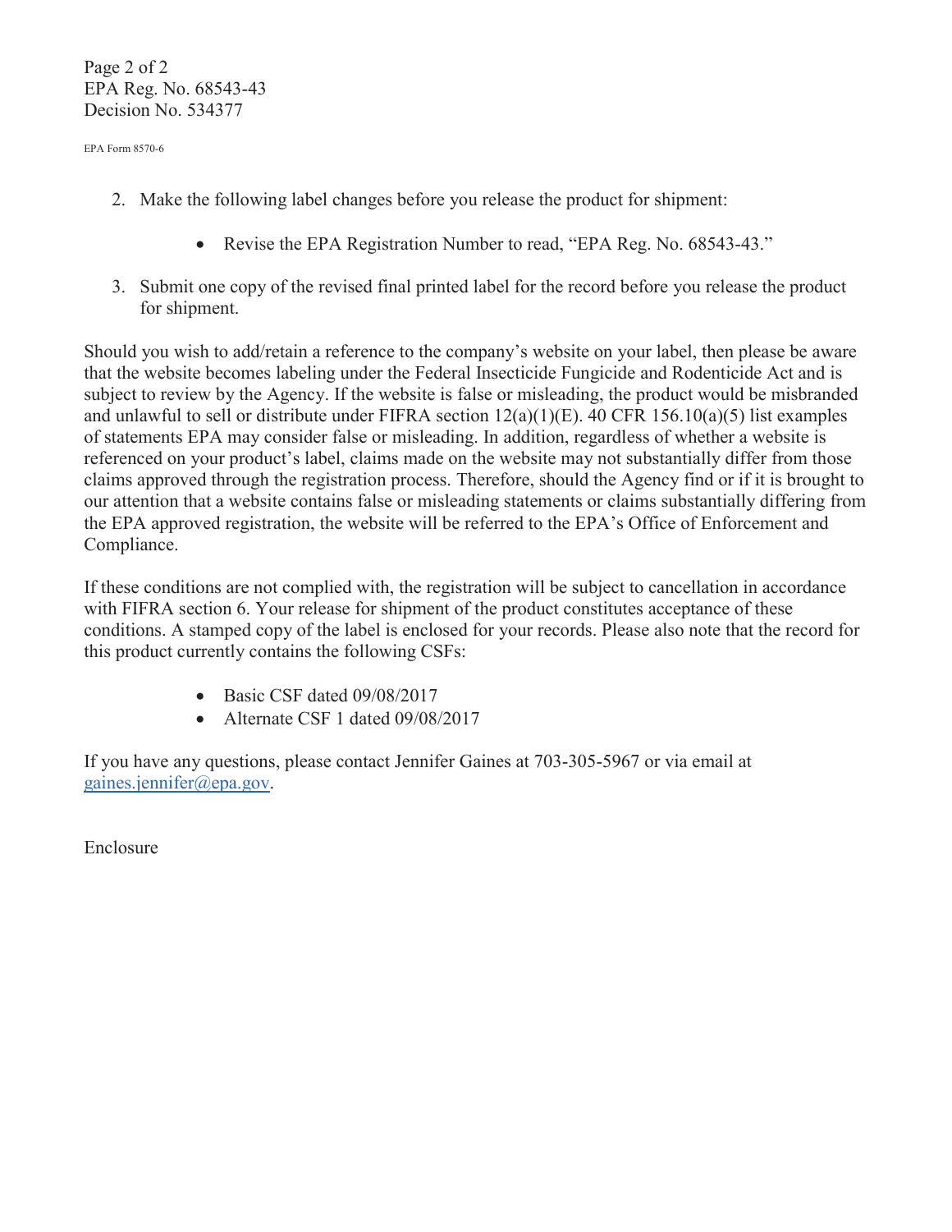EPA Form 8570-6

2. Make the following label changes before you release the product for shipment:

   - Revise the EPA Registration Number to read, "EPA Reg. No. 68543-43."

3. Submit one copy of the revised final printed label for the record before you release the product for shipment.

Should you wish to add/retain a reference to the company's website on your label, then please be aware that the website becomes labeling under the Federal Insecticide Fungicide and Rodenticide Act and is subject to review by the Agency. If the website is false or misleading, the product would be misbranded and unlawful to sell or distribute under FIFRA section 12(a)(1)(E). 40 CFR 156.10(a)(5) list examples of statements EPA may consider false or misleading. In addition, regardless of whether a website is referenced on your product's label, claims made on the website may not substantially differ from those claims approved through the registration process. Therefore, should the Agency find or if it is brought to our attention that a website contains false or misleading statements or claims substantially differing from the EPA approved registration, the website will be referred to the EPA's Office of Enforcement and Compliance.

If these conditions are not complied with, the registration will be subject to cancellation in accordance with FIFRA section 6. Your release for shipment of the product constitutes acceptance of these conditions. A stamped copy of the label is enclosed for your records. Please also note that the record for this product currently contains the following CSFs:

- Basic CSF dated 09/08/2017
- Alternate CSF 1 dated 09/08/2017

If you have any questions, please contact Jennifer Gaines at 703-305-5967 or via email at gaines.jennifer@epa.gov.

Enclosure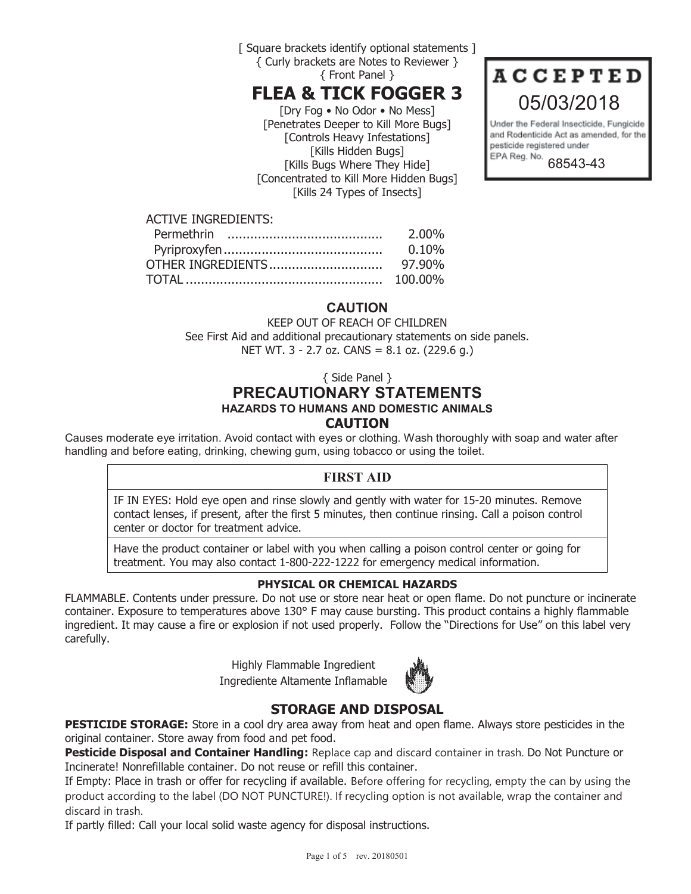[ Square brackets identify optional statements ]
{ Curly brackets are Notes to Reviewer }
{ Front Panel }

# FLEA & TICK FOGGER 3

[Dry Fog • No Odor • No Mess]
[Penetrates Deeper to Kill More Bugs]
[Controls Heavy Infestations]
[Kills Hidden Bugs]
[Kills Bugs Where They Hide]
[Concentrated to Kill More Hidden Bugs]
[Kills 24 Types of Insects]

**ACCEPTED**
05/03/2018
Under the Federal Insecticide, Fungicide and Rodenticide Act as amended, for the pesticide registered under EPA Reg. No. 68543-43

| ACTIVE INGREDIENTS: | |
|---|---|
| Permethrin | 2.00% |
| Pyriproxyfen | 0.10% |
| OTHER INGREDIENTS | 97.90% |
| TOTAL | 100.00% |

**CAUTION**

KEEP OUT OF REACH OF CHILDREN
See First Aid and additional precautionary statements on side panels.
NET WT. 3 - 2.7 oz. CANS = 8.1 oz. (229.6 g.)

{ Side Panel }

## PRECAUTIONARY STATEMENTS

### HAZARDS TO HUMANS AND DOMESTIC ANIMALS

**CAUTION**

Causes moderate eye irritation. Avoid contact with eyes or clothing. Wash thoroughly with soap and water after handling and before eating, drinking, chewing gum, using tobacco or using the toilet.

| FIRST AID |
|---|
| IF IN EYES: Hold eye open and rinse slowly and gently with water for 15-20 minutes. Remove contact lenses, if present, after the first 5 minutes, then continue rinsing. Call a poison control center or doctor for treatment advice. |
| Have the product container or label with you when calling a poison control center or going for treatment. You may also contact 1-800-222-1222 for emergency medical information. |

### PHYSICAL OR CHEMICAL HAZARDS

FLAMMABLE. Contents under pressure. Do not use or store near heat or open flame. Do not puncture or incinerate container. Exposure to temperatures above 130° F may cause bursting. This product contains a highly flammable ingredient. It may cause a fire or explosion if not used properly. Follow the "Directions for Use" on this label very carefully.

Highly Flammable Ingredient
Ingrediente Altamente Inflamable

## STORAGE AND DISPOSAL

**PESTICIDE STORAGE:** Store in a cool dry area away from heat and open flame. Always store pesticides in the original container. Store away from food and pet food.

**Pesticide Disposal and Container Handling:** Replace cap and discard container in trash. Do Not Puncture or Incinerate! Nonrefillable container. Do not reuse or refill this container.

If Empty: Place in trash or offer for recycling if available. Before offering for recycling, empty the can by using the product according to the label (DO NOT PUNCTURE!). If recycling option is not available, wrap the container and discard in trash.

If partly filled: Call your local solid waste agency for disposal instructions.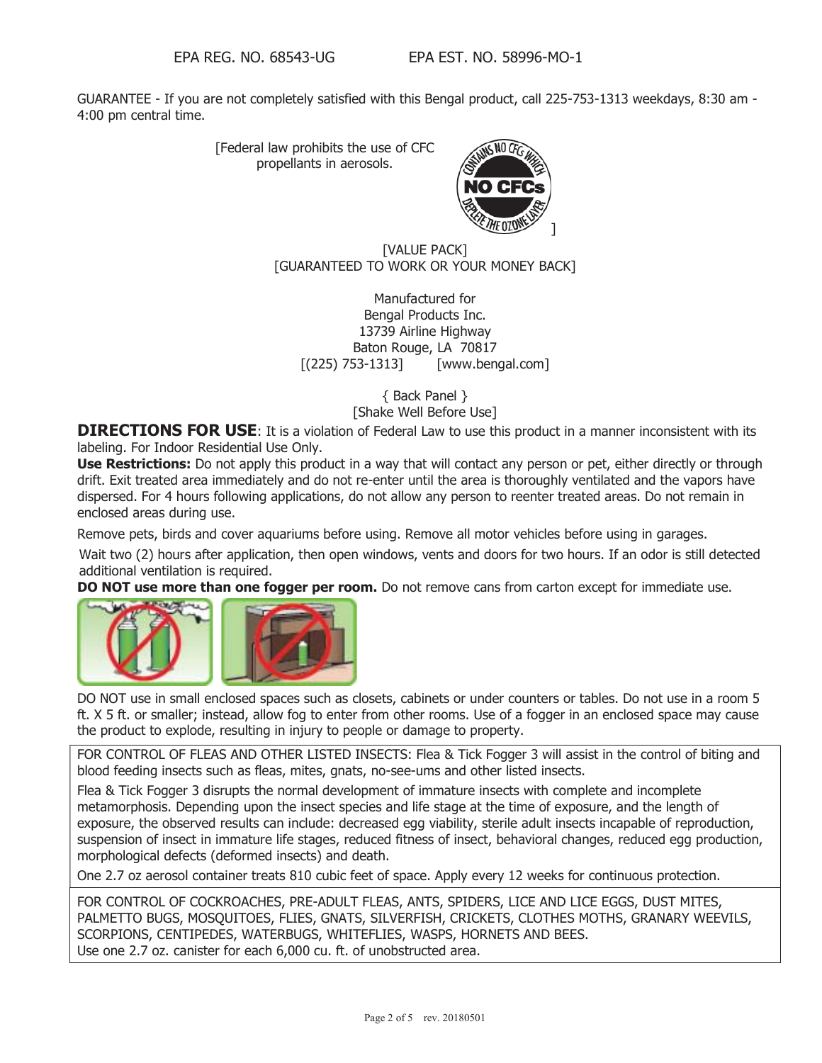EPA REG. NO. 68543-UG EPA EST. NO. 58996-MO-1

GUARANTEE - If you are not completely satisfied with this Bengal product, call 225-753-1313 weekdays, 8:30 am - 4:00 pm central time.

[Federal law prohibits the use of CFC propellants in aerosols.

CONTAINS NO CFCs WHICH DEPLETE THE OZONE LAYER
NO CFCs ]

[VALUE PACK]
[GUARANTEED TO WORK OR YOUR MONEY BACK]

Manufactured for
Bengal Products Inc.
13739 Airline Highway
Baton Rouge, LA 70817
[(225) 753-1313] [www.bengal.com]

{ Back Panel }
[Shake Well Before Use]

**DIRECTIONS FOR USE**: It is a violation of Federal Law to use this product in a manner inconsistent with its labeling. For Indoor Residential Use Only.

**Use Restrictions:** Do not apply this product in a way that will contact any person or pet, either directly or through drift. Exit treated area immediately and do not re-enter until the area is thoroughly ventilated and the vapors have dispersed. For 4 hours following applications, do not allow any person to reenter treated areas. Do not remain in enclosed areas during use.

Remove pets, birds and cover aquariums before using. Remove all motor vehicles before using in garages.

Wait two (2) hours after application, then open windows, vents and doors for two hours. If an odor is still detected additional ventilation is required.

**DO NOT use more than one fogger per room.** Do not remove cans from carton except for immediate use.

DO NOT use in small enclosed spaces such as closets, cabinets or under counters or tables. Do not use in a room 5 ft. X 5 ft. or smaller; instead, allow fog to enter from other rooms. Use of a fogger in an enclosed space may cause the product to explode, resulting in injury to people or damage to property.

FOR CONTROL OF FLEAS AND OTHER LISTED INSECTS: Flea & Tick Fogger 3 will assist in the control of biting and blood feeding insects such as fleas, mites, gnats, no-see-ums and other listed insects.

Flea & Tick Fogger 3 disrupts the normal development of immature insects with complete and incomplete metamorphosis. Depending upon the insect species and life stage at the time of exposure, and the length of exposure, the observed results can include: decreased egg viability, sterile adult insects incapable of reproduction, suspension of insect in immature life stages, reduced fitness of insect, behavioral changes, reduced egg production, morphological defects (deformed insects) and death.

One 2.7 oz aerosol container treats 810 cubic feet of space. Apply every 12 weeks for continuous protection.

FOR CONTROL OF COCKROACHES, PRE-ADULT FLEAS, ANTS, SPIDERS, LICE AND LICE EGGS, DUST MITES, PALMETTO BUGS, MOSQUITOES, FLIES, GNATS, SILVERFISH, CRICKETS, CLOTHES MOTHS, GRANARY WEEVILS, SCORPIONS, CENTIPEDES, WATERBUGS, WHITEFLIES, WASPS, HORNETS AND BEES.
Use one 2.7 oz. canister for each 6,000 cu. ft. of unobstructed area.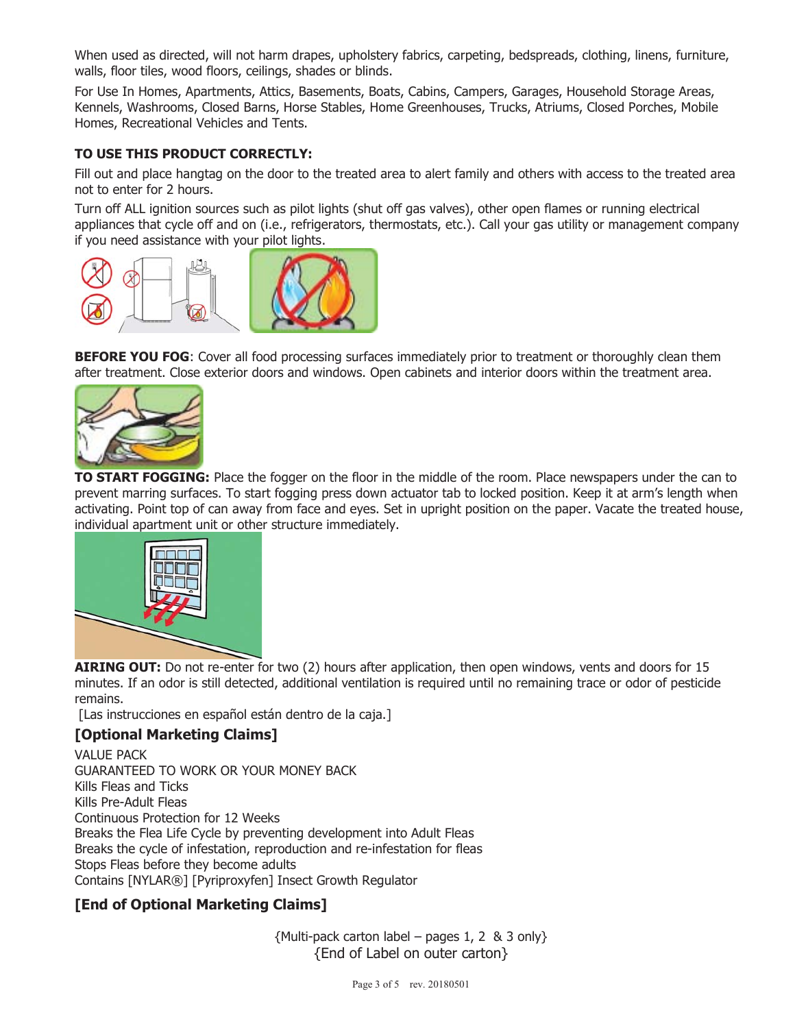When used as directed, will not harm drapes, upholstery fabrics, carpeting, bedspreads, clothing, linens, furniture, walls, floor tiles, wood floors, ceilings, shades or blinds.

For Use In Homes, Apartments, Attics, Basements, Boats, Cabins, Campers, Garages, Household Storage Areas, Kennels, Washrooms, Closed Barns, Horse Stables, Home Greenhouses, Trucks, Atriums, Closed Porches, Mobile Homes, Recreational Vehicles and Tents.

**TO USE THIS PRODUCT CORRECTLY:**

Fill out and place hangtag on the door to the treated area to alert family and others with access to the treated area not to enter for 2 hours.

Turn off ALL ignition sources such as pilot lights (shut off gas valves), other open flames or running electrical appliances that cycle off and on (i.e., refrigerators, thermostats, etc.). Call your gas utility or management company if you need assistance with your pilot lights.

**BEFORE YOU FOG**: Cover all food processing surfaces immediately prior to treatment or thoroughly clean them after treatment. Close exterior doors and windows. Open cabinets and interior doors within the treatment area.

**TO START FOGGING:** Place the fogger on the floor in the middle of the room. Place newspapers under the can to prevent marring surfaces. To start fogging press down actuator tab to locked position. Keep it at arm's length when activating. Point top of can away from face and eyes. Set in upright position on the paper. Vacate the treated house, individual apartment unit or other structure immediately.

**AIRING OUT:** Do not re-enter for two (2) hours after application, then open windows, vents and doors for 15 minutes. If an odor is still detected, additional ventilation is required until no remaining trace or odor of pesticide remains.

[Las instrucciones en español están dentro de la caja.]

## [Optional Marketing Claims]

VALUE PACK
GUARANTEED TO WORK OR YOUR MONEY BACK
Kills Fleas and Ticks
Kills Pre-Adult Fleas
Continuous Protection for 12 Weeks
Breaks the Flea Life Cycle by preventing development into Adult Fleas
Breaks the cycle of infestation, reproduction and re-infestation for fleas
Stops Fleas before they become adults
Contains [NYLAR®] [Pyriproxyfen] Insect Growth Regulator

## [End of Optional Marketing Claims]

{Multi-pack carton label – pages 1, 2 & 3 only}
{End of Label on outer carton}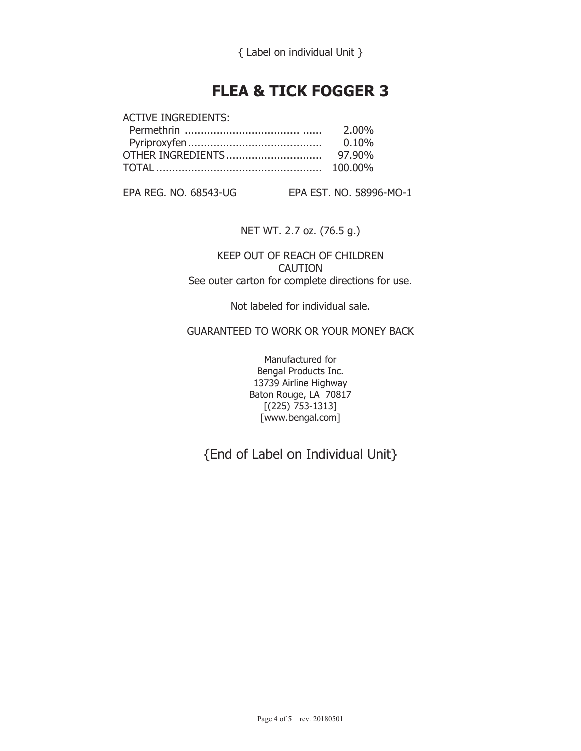{ Label on individual Unit }

# FLEA & TICK FOGGER 3

ACTIVE INGREDIENTS:

| | |
|---|---|
| Permethrin | 2.00% |
| Pyriproxyfen | 0.10% |
| OTHER INGREDIENTS | 97.90% |
| TOTAL | 100.00% |

EPA REG. NO. 68543-UG EPA EST. NO. 58996-MO-1

NET WT. 2.7 oz. (76.5 g.)

KEEP OUT OF REACH OF CHILDREN
CAUTION
See outer carton for complete directions for use.

Not labeled for individual sale.

GUARANTEED TO WORK OR YOUR MONEY BACK

Manufactured for
Bengal Products Inc.
13739 Airline Highway
Baton Rouge, LA 70817
[(225) 753-1313]
[www.bengal.com]

{End of Label on Individual Unit}

rev. 20180501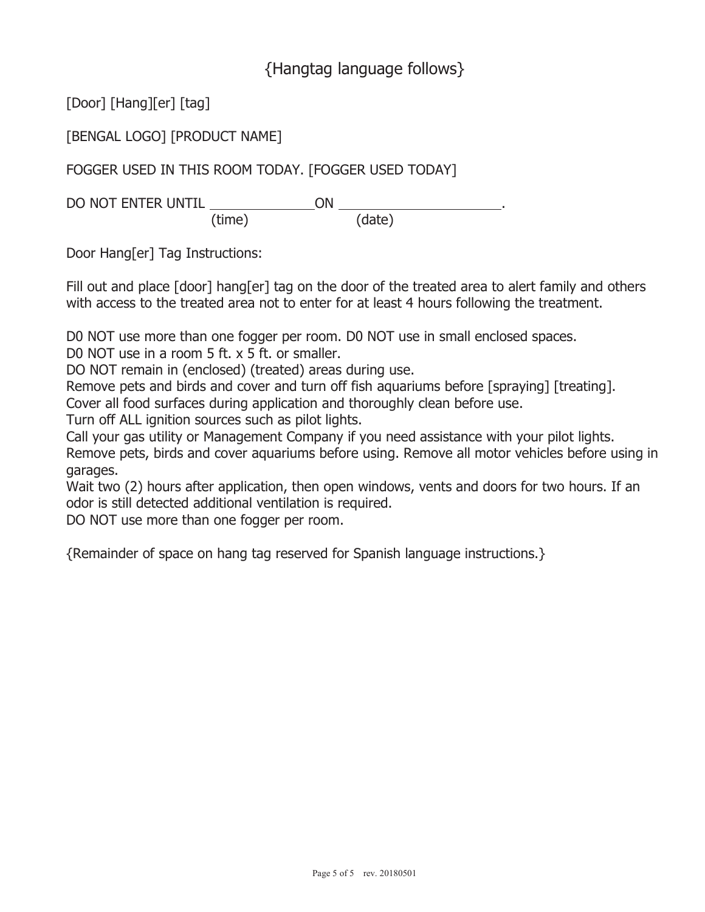{Hangtag language follows}

[Door] [Hang][er] [tag]

[BENGAL LOGO] [PRODUCT NAME]

FOGGER USED IN THIS ROOM TODAY. [FOGGER USED TODAY]

DO NOT ENTER UNTIL \_\_\_\_\_\_\_\_\_\_\_\_ ON \_\_\_\_\_\_\_\_\_\_\_\_\_\_\_\_\_\_\_\_.
(time) (date)

Door Hang[er] Tag Instructions:

Fill out and place [door] hang[er] tag on the door of the treated area to alert family and others with access to the treated area not to enter for at least 4 hours following the treatment.

D0 NOT use more than one fogger per room. D0 NOT use in small enclosed spaces.
D0 NOT use in a room 5 ft. x 5 ft. or smaller.
DO NOT remain in (enclosed) (treated) areas during use.
Remove pets and birds and cover and turn off fish aquariums before [spraying] [treating].
Cover all food surfaces during application and thoroughly clean before use.
Turn off ALL ignition sources such as pilot lights.
Call your gas utility or Management Company if you need assistance with your pilot lights.
Remove pets, birds and cover aquariums before using. Remove all motor vehicles before using in garages.
Wait two (2) hours after application, then open windows, vents and doors for two hours. If an odor is still detected additional ventilation is required.
DO NOT use more than one fogger per room.

{Remainder of space on hang tag reserved for Spanish language instructions.}